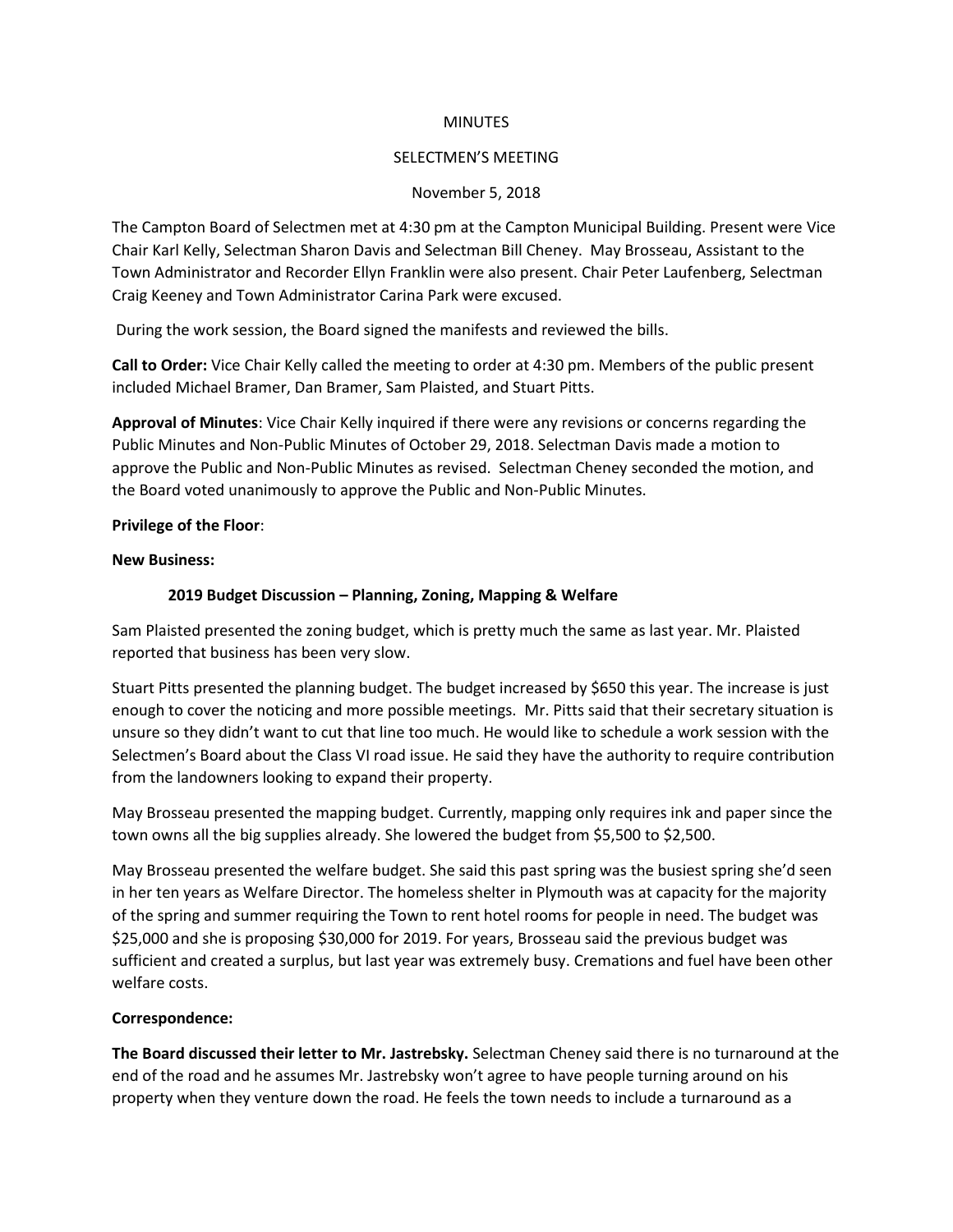MINUTES

SELECTMEN'S MEETING

November 5, 2018

The Campton Board of Selectmen met at 4:30 pm at the Campton Municipal Building. Present were Vice Chair Karl Kelly, Selectman Sharon Davis and Selectman Bill Cheney. May Brosseau, Assistant to the Town Administrator and Recorder Ellyn Franklin were also present. Chair Peter Laufenberg, Selectman Craig Keeney and Town Administrator Carina Park were excused.

During the work session, the Board signed the manifests and reviewed the bills.

**Call to Order:** Vice Chair Kelly called the meeting to order at 4:30 pm. Members of the public present included Michael Bramer, Dan Bramer, Sam Plaisted, and Stuart Pitts.

**Approval of Minutes**: Vice Chair Kelly inquired if there were any revisions or concerns regarding the Public Minutes and Non-Public Minutes of October 29, 2018. Selectman Davis made a motion to approve the Public and Non-Public Minutes as revised. Selectman Cheney seconded the motion, and the Board voted unanimously to approve the Public and Non-Public Minutes.

**Privilege of the Floor**:

**New Business:**

**2019 Budget Discussion – Planning, Zoning, Mapping & Welfare**

Sam Plaisted presented the zoning budget, which is pretty much the same as last year. Mr. Plaisted reported that business has been very slow.

Stuart Pitts presented the planning budget. The budget increased by $650 this year. The increase is just enough to cover the noticing and more possible meetings. Mr. Pitts said that their secretary situation is unsure so they didn't want to cut that line too much. He would like to schedule a work session with the Selectmen's Board about the Class VI road issue. He said they have the authority to require contribution from the landowners looking to expand their property.

May Brosseau presented the mapping budget. Currently, mapping only requires ink and paper since the town owns all the big supplies already. She lowered the budget from $5,500 to $2,500.

May Brosseau presented the welfare budget. She said this past spring was the busiest spring she'd seen in her ten years as Welfare Director. The homeless shelter in Plymouth was at capacity for the majority of the spring and summer requiring the Town to rent hotel rooms for people in need. The budget was $25,000 and she is proposing $30,000 for 2019. For years, Brosseau said the previous budget was sufficient and created a surplus, but last year was extremely busy. Cremations and fuel have been other welfare costs.

**Correspondence:**

**The Board discussed their letter to Mr. Jastrebsky.** Selectman Cheney said there is no turnaround at the end of the road and he assumes Mr. Jastrebsky won't agree to have people turning around on his property when they venture down the road. He feels the town needs to include a turnaround as a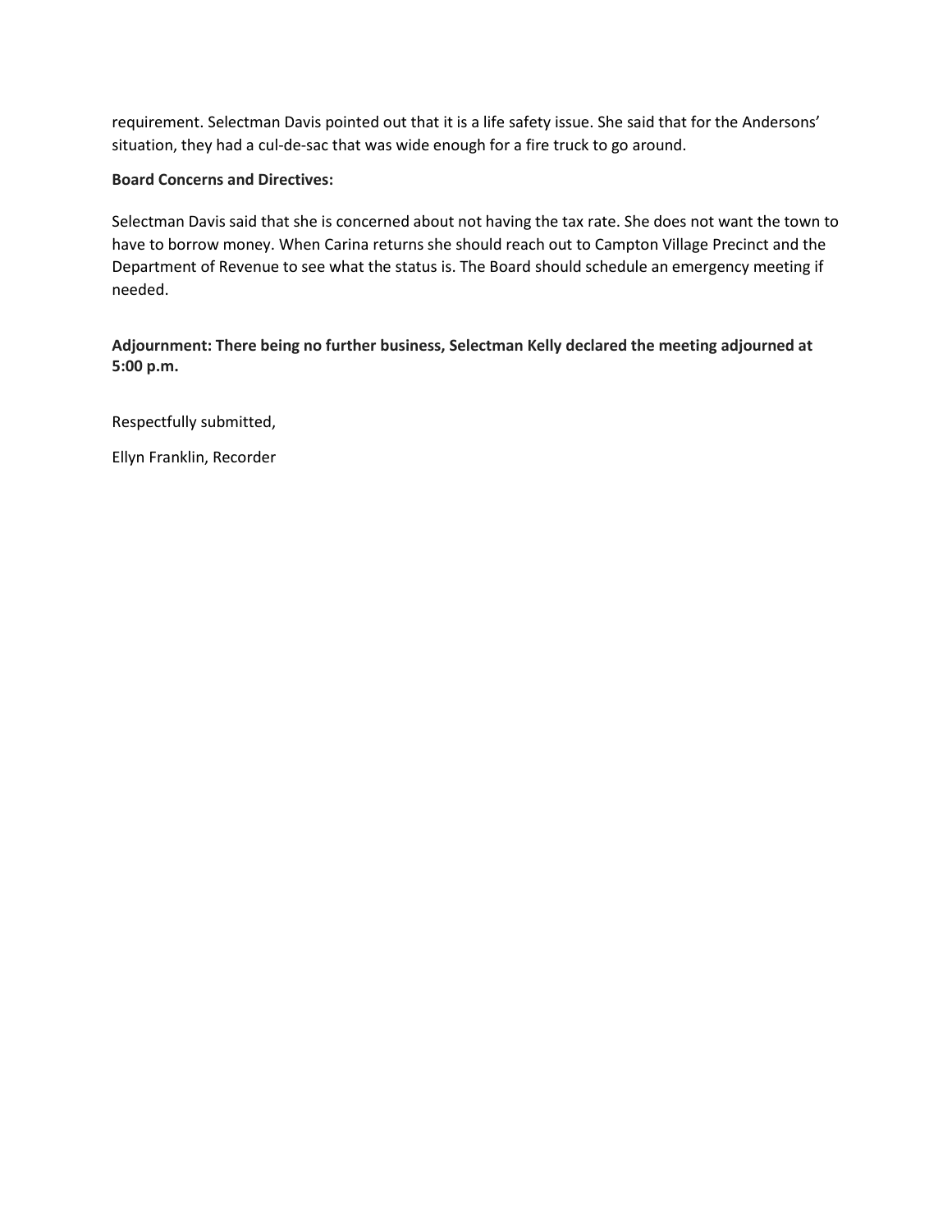requirement. Selectman Davis pointed out that it is a life safety issue. She said that for the Andersons' situation, they had a cul-de-sac that was wide enough for a fire truck to go around.

**Board Concerns and Directives:**

Selectman Davis said that she is concerned about not having the tax rate. She does not want the town to have to borrow money. When Carina returns she should reach out to Campton Village Precinct and the Department of Revenue to see what the status is. The Board should schedule an emergency meeting if needed.

**Adjournment: There being no further business, Selectman Kelly declared the meeting adjourned at 5:00 p.m.**

Respectfully submitted,

Ellyn Franklin, Recorder